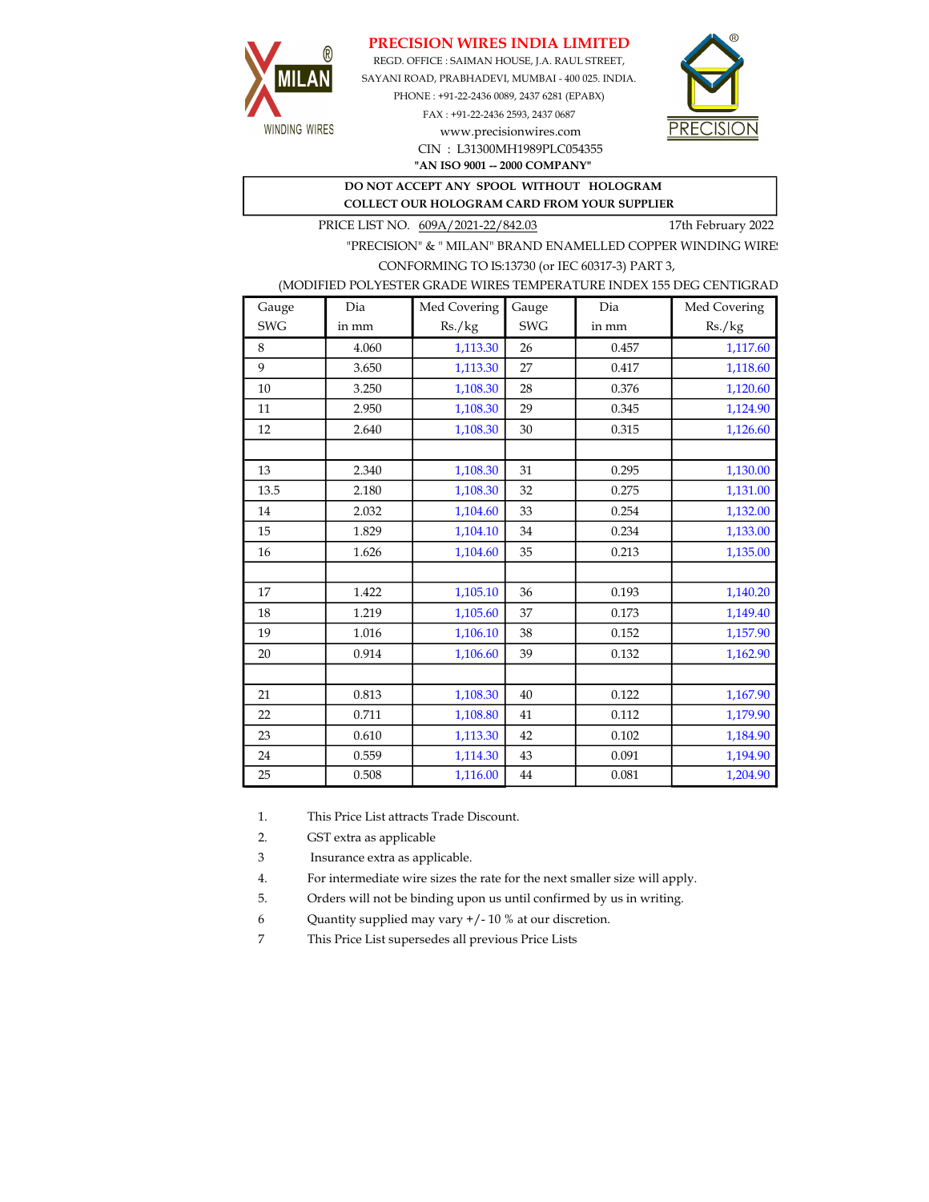# PRECISION WIRES INDIA LIMITED

MILAN® WINDING WIRES

REGD. OFFICE : SAIMAN HOUSE, J.A. RAUL STREET,
SAYANI ROAD, PRABHADEVI, MUMBAI - 400 025. INDIA.
PHONE : +91-22-2436 0089, 2437 6281 (EPABX)
FAX : +91-22-2436 2593, 2437 0687
www.precisionwires.com
CIN : L31300MH1989PLC054355
**"AN ISO 9001 -- 2000 COMPANY"**

PRECISION®

**DO NOT ACCEPT ANY SPOOL WITHOUT HOLOGRAM**
**COLLECT OUR HOLOGRAM CARD FROM YOUR SUPPLIER**

PRICE LIST NO. 609A/2021-22/842.03 — 17th February 2022

"PRECISION" & " MILAN" BRAND ENAMELLED COPPER WINDING WIRES
CONFORMING TO IS:13730 (or IEC 60317-3) PART 3,
(MODIFIED POLYESTER GRADE WIRES TEMPERATURE INDEX 155 DEG CENTIGRADE)

| Gauge SWG | Dia in mm | Med Covering Rs./kg | Gauge SWG | Dia in mm | Med Covering Rs./kg |
|---|---|---|---|---|---|
| 8 | 4.060 | 1,113.30 | 26 | 0.457 | 1,117.60 |
| 9 | 3.650 | 1,113.30 | 27 | 0.417 | 1,118.60 |
| 10 | 3.250 | 1,108.30 | 28 | 0.376 | 1,120.60 |
| 11 | 2.950 | 1,108.30 | 29 | 0.345 | 1,124.90 |
| 12 | 2.640 | 1,108.30 | 30 | 0.315 | 1,126.60 |
| | | | | | |
| 13 | 2.340 | 1,108.30 | 31 | 0.295 | 1,130.00 |
| 13.5 | 2.180 | 1,108.30 | 32 | 0.275 | 1,131.00 |
| 14 | 2.032 | 1,104.60 | 33 | 0.254 | 1,132.00 |
| 15 | 1.829 | 1,104.10 | 34 | 0.234 | 1,133.00 |
| 16 | 1.626 | 1,104.60 | 35 | 0.213 | 1,135.00 |
| | | | | | |
| 17 | 1.422 | 1,105.10 | 36 | 0.193 | 1,140.20 |
| 18 | 1.219 | 1,105.60 | 37 | 0.173 | 1,149.40 |
| 19 | 1.016 | 1,106.10 | 38 | 0.152 | 1,157.90 |
| 20 | 0.914 | 1,106.60 | 39 | 0.132 | 1,162.90 |
| | | | | | |
| 21 | 0.813 | 1,108.30 | 40 | 0.122 | 1,167.90 |
| 22 | 0.711 | 1,108.80 | 41 | 0.112 | 1,179.90 |
| 23 | 0.610 | 1,113.30 | 42 | 0.102 | 1,184.90 |
| 24 | 0.559 | 1,114.30 | 43 | 0.091 | 1,194.90 |
| 25 | 0.508 | 1,116.00 | 44 | 0.081 | 1,204.90 |

1. This Price List attracts Trade Discount.
2. GST extra as applicable
3. Insurance extra as applicable.
4. For intermediate wire sizes the rate for the next smaller size will apply.
5. Orders will not be binding upon us until confirmed by us in writing.
6. Quantity supplied may vary +/- 10 % at our discretion.
7. This Price List supersedes all previous Price Lists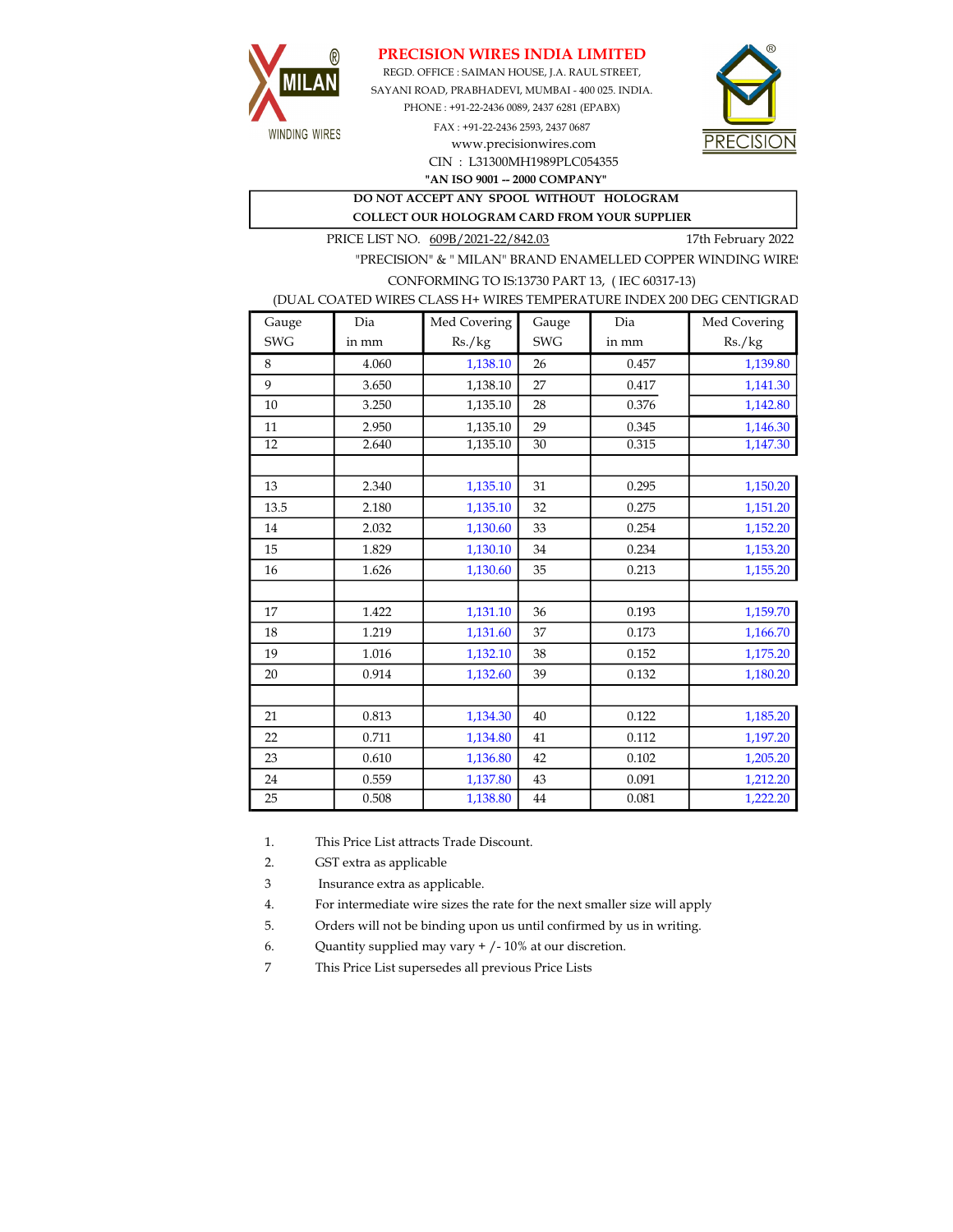# PRECISION WIRES INDIA LIMITED

REGD. OFFICE : SAIMAN HOUSE, J.A. RAUL STREET,
SAYANI ROAD, PRABHADEVI, MUMBAI - 400 025. INDIA.
PHONE : +91-22-2436 0089, 2437 6281 (EPABX)
FAX : +91-22-2436 2593, 2437 0687
www.precisionwires.com
CIN : L31300MH1989PLC054355
**"AN ISO 9001 -- 2000 COMPANY"**

MILAN WINDING WIRES

PRECISION

**DO NOT ACCEPT ANY SPOOL WITHOUT HOLOGRAM**
**COLLECT OUR HOLOGRAM CARD FROM YOUR SUPPLIER**

PRICE LIST NO. 609B/2021-22/842.03 17th February 2022

"PRECISION" & " MILAN" BRAND ENAMELLED COPPER WINDING WIRES
CONFORMING TO IS:13730 PART 13, ( IEC 60317-13)
(DUAL COATED WIRES CLASS H+ WIRES TEMPERATURE INDEX 200 DEG CENTIGRAD

| Gauge SWG | Dia in mm | Med Covering Rs./kg | Gauge SWG | Dia in mm | Med Covering Rs./kg |
|---|---|---|---|---|---|
| 8 | 4.060 | 1,138.10 | 26 | 0.457 | 1,139.80 |
| 9 | 3.650 | 1,138.10 | 27 | 0.417 | 1,141.30 |
| 10 | 3.250 | 1,135.10 | 28 | 0.376 | 1,142.80 |
| 11 | 2.950 | 1,135.10 | 29 | 0.345 | 1,146.30 |
| 12 | 2.640 | 1,135.10 | 30 | 0.315 | 1,147.30 |
| | | | | | |
| 13 | 2.340 | 1,135.10 | 31 | 0.295 | 1,150.20 |
| 13.5 | 2.180 | 1,135.10 | 32 | 0.275 | 1,151.20 |
| 14 | 2.032 | 1,130.60 | 33 | 0.254 | 1,152.20 |
| 15 | 1.829 | 1,130.10 | 34 | 0.234 | 1,153.20 |
| 16 | 1.626 | 1,130.60 | 35 | 0.213 | 1,155.20 |
| | | | | | |
| 17 | 1.422 | 1,131.10 | 36 | 0.193 | 1,159.70 |
| 18 | 1.219 | 1,131.60 | 37 | 0.173 | 1,166.70 |
| 19 | 1.016 | 1,132.10 | 38 | 0.152 | 1,175.20 |
| 20 | 0.914 | 1,132.60 | 39 | 0.132 | 1,180.20 |
| | | | | | |
| 21 | 0.813 | 1,134.30 | 40 | 0.122 | 1,185.20 |
| 22 | 0.711 | 1,134.80 | 41 | 0.112 | 1,197.20 |
| 23 | 0.610 | 1,136.80 | 42 | 0.102 | 1,205.20 |
| 24 | 0.559 | 1,137.80 | 43 | 0.091 | 1,212.20 |
| 25 | 0.508 | 1,138.80 | 44 | 0.081 | 1,222.20 |

1. This Price List attracts Trade Discount.
2. GST extra as applicable
3 Insurance extra as applicable.
4. For intermediate wire sizes the rate for the next smaller size will apply
5. Orders will not be binding upon us until confirmed by us in writing.
6. Quantity supplied may vary + /- 10% at our discretion.
7 This Price List supersedes all previous Price Lists